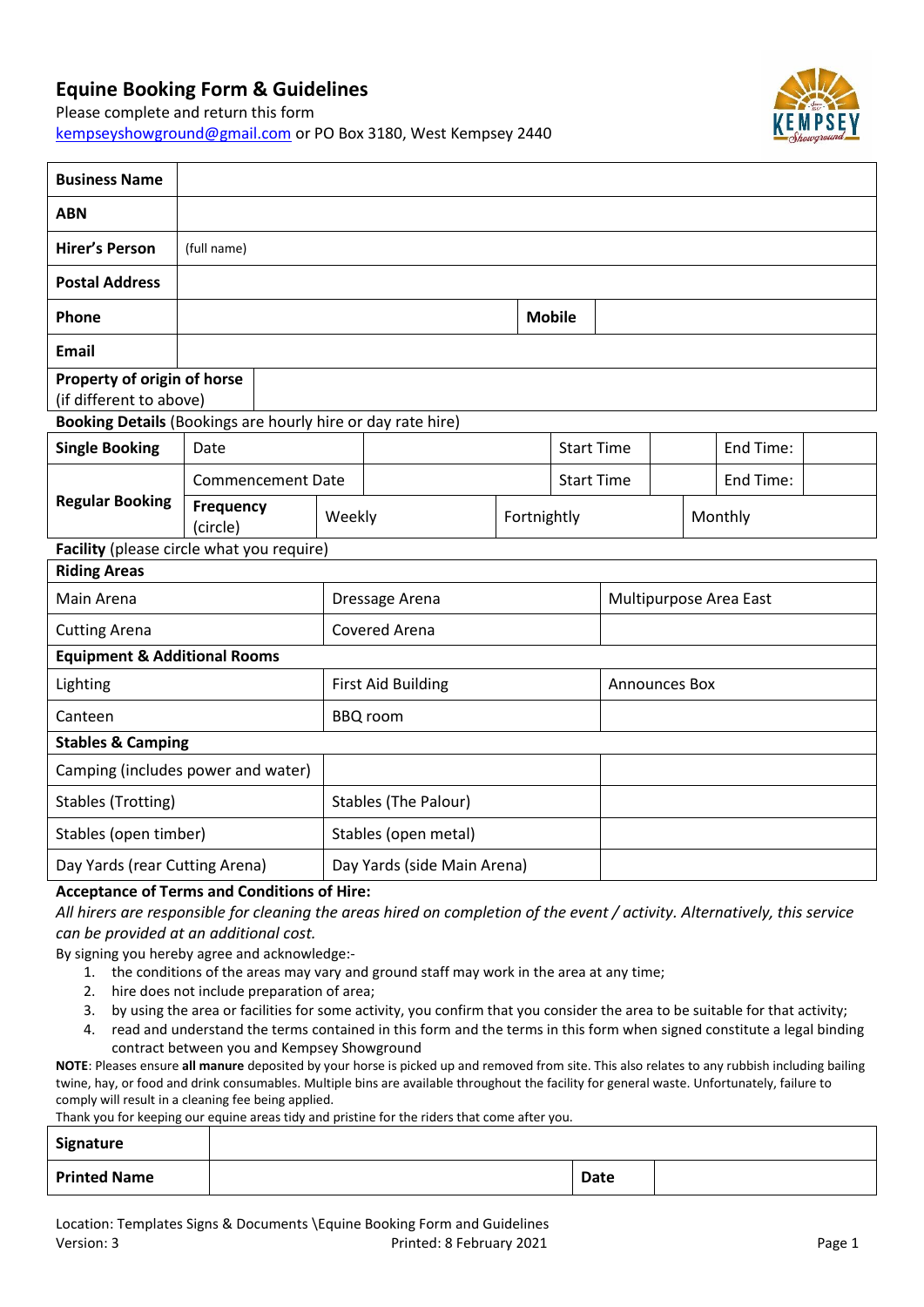# Equine Booking Form & Guidelines

Please complete and return this form
kempseyshowground@gmail.com or PO Box 3180, West Kempsey 2440

| **Business Name** | | | |
|---|---|---|---|
| **ABN** | | | |
| **Hirer's Person** | (full name) | | |
| **Postal Address** | | | |
| **Phone** | | **Mobile** | |
| **Email** | | | |
| **Property of origin of horse** (if different to above) | | | |

**Booking Details** (Bookings are hourly hire or day rate hire)

| **Single Booking** | Date | | Start Time | | End Time: | |
|---|---|---|---|---|---|---|
| **Regular Booking** | Commencement Date | | Start Time | | End Time: | |
| | **Frequency** (circle) | Weekly | Fortnightly | | Monthly | |

**Facility** (please circle what you require)

| **Riding Areas** | | |
|---|---|---|
| Main Arena | Dressage Arena | Multipurpose Area East |
| Cutting Arena | Covered Arena | |
| **Equipment & Additional Rooms** | | |
| Lighting | First Aid Building | Announces Box |
| Canteen | BBQ room | |
| **Stables & Camping** | | |
| Camping (includes power and water) | | |
| Stables (Trotting) | Stables (The Palour) | |
| Stables (open timber) | Stables (open metal) | |
| Day Yards (rear Cutting Arena) | Day Yards (side Main Arena) | |

**Acceptance of Terms and Conditions of Hire:**

*All hirers are responsible for cleaning the areas hired on completion of the event / activity. Alternatively, this service can be provided at an additional cost.*

By signing you hereby agree and acknowledge:-

1. the conditions of the areas may vary and ground staff may work in the area at any time;
2. hire does not include preparation of area;
3. by using the area or facilities for some activity, you confirm that you consider the area to be suitable for that activity;
4. read and understand the terms contained in this form and the terms in this form when signed constitute a legal binding contract between you and Kempsey Showground

**NOTE**: Pleases ensure **all manure** deposited by your horse is picked up and removed from site. This also relates to any rubbish including bailing twine, hay, or food and drink consumables. Multiple bins are available throughout the facility for general waste. Unfortunately, failure to comply will result in a cleaning fee being applied.

Thank you for keeping our equine areas tidy and pristine for the riders that come after you.

| **Signature** | | | |
|---|---|---|---|
| **Printed Name** | | **Date** | |

Location: Templates Signs & Documents \Equine Booking Form and Guidelines
Version: 3 Printed: 8 February 2021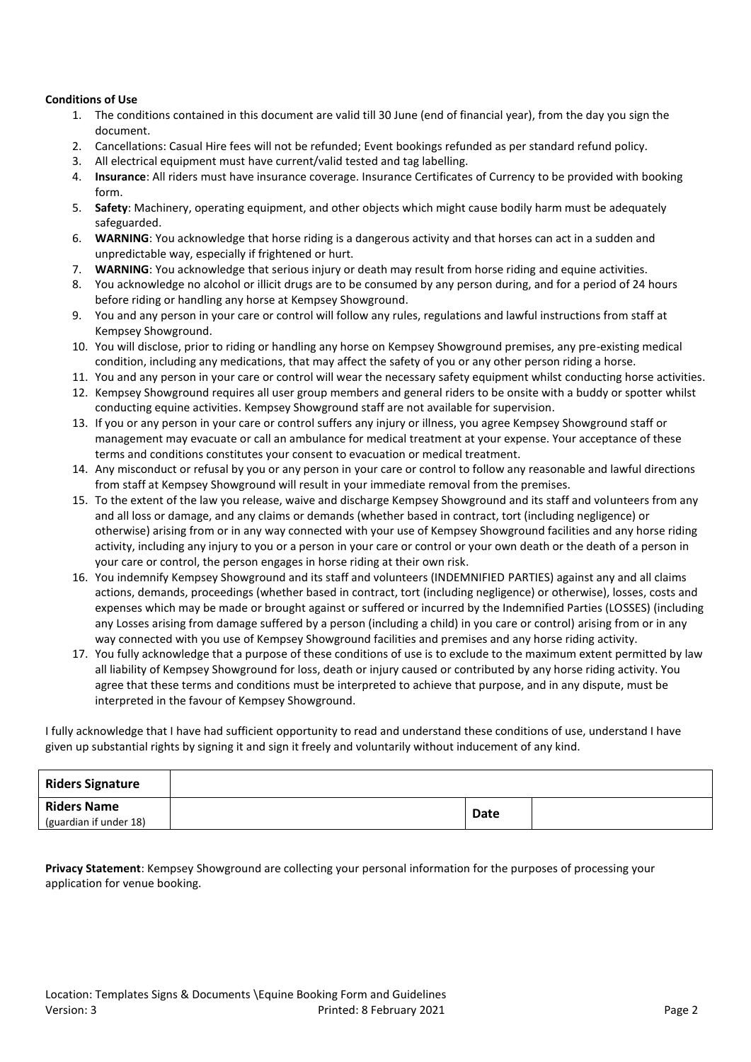**Conditions of Use**

1. The conditions contained in this document are valid till 30 June (end of financial year), from the day you sign the document.
2. Cancellations: Casual Hire fees will not be refunded; Event bookings refunded as per standard refund policy.
3. All electrical equipment must have current/valid tested and tag labelling.
4. **Insurance**: All riders must have insurance coverage. Insurance Certificates of Currency to be provided with booking form.
5. **Safety**: Machinery, operating equipment, and other objects which might cause bodily harm must be adequately safeguarded.
6. **WARNING**: You acknowledge that horse riding is a dangerous activity and that horses can act in a sudden and unpredictable way, especially if frightened or hurt.
7. **WARNING**: You acknowledge that serious injury or death may result from horse riding and equine activities.
8. You acknowledge no alcohol or illicit drugs are to be consumed by any person during, and for a period of 24 hours before riding or handling any horse at Kempsey Showground.
9. You and any person in your care or control will follow any rules, regulations and lawful instructions from staff at Kempsey Showground.
10. You will disclose, prior to riding or handling any horse on Kempsey Showground premises, any pre-existing medical condition, including any medications, that may affect the safety of you or any other person riding a horse.
11. You and any person in your care or control will wear the necessary safety equipment whilst conducting horse activities.
12. Kempsey Showground requires all user group members and general riders to be onsite with a buddy or spotter whilst conducting equine activities. Kempsey Showground staff are not available for supervision.
13. If you or any person in your care or control suffers any injury or illness, you agree Kempsey Showground staff or management may evacuate or call an ambulance for medical treatment at your expense. Your acceptance of these terms and conditions constitutes your consent to evacuation or medical treatment.
14. Any misconduct or refusal by you or any person in your care or control to follow any reasonable and lawful directions from staff at Kempsey Showground will result in your immediate removal from the premises.
15. To the extent of the law you release, waive and discharge Kempsey Showground and its staff and volunteers from any and all loss or damage, and any claims or demands (whether based in contract, tort (including negligence) or otherwise) arising from or in any way connected with your use of Kempsey Showground facilities and any horse riding activity, including any injury to you or a person in your care or control or your own death or the death of a person in your care or control, the person engages in horse riding at their own risk.
16. You indemnify Kempsey Showground and its staff and volunteers (INDEMNIFIED PARTIES) against any and all claims actions, demands, proceedings (whether based in contract, tort (including negligence) or otherwise), losses, costs and expenses which may be made or brought against or suffered or incurred by the Indemnified Parties (LOSSES) (including any Losses arising from damage suffered by a person (including a child) in you care or control) arising from or in any way connected with you use of Kempsey Showground facilities and premises and any horse riding activity.
17. You fully acknowledge that a purpose of these conditions of use is to exclude to the maximum extent permitted by law all liability of Kempsey Showground for loss, death or injury caused or contributed by any horse riding activity. You agree that these terms and conditions must be interpreted to achieve that purpose, and in any dispute, must be interpreted in the favour of Kempsey Showground.

I fully acknowledge that I have had sufficient opportunity to read and understand these conditions of use, understand I have given up substantial rights by signing it and sign it freely and voluntarily without inducement of any kind.

| | | | |
|---|---|---|---|
| **Riders Signature** | | | |
| **Riders Name** (guardian if under 18) | | **Date** | |

**Privacy Statement**: Kempsey Showground are collecting your personal information for the purposes of processing your application for venue booking.

Location: Templates Signs & Documents \Equine Booking Form and Guidelines
Version: 3 Printed: 8 February 2021